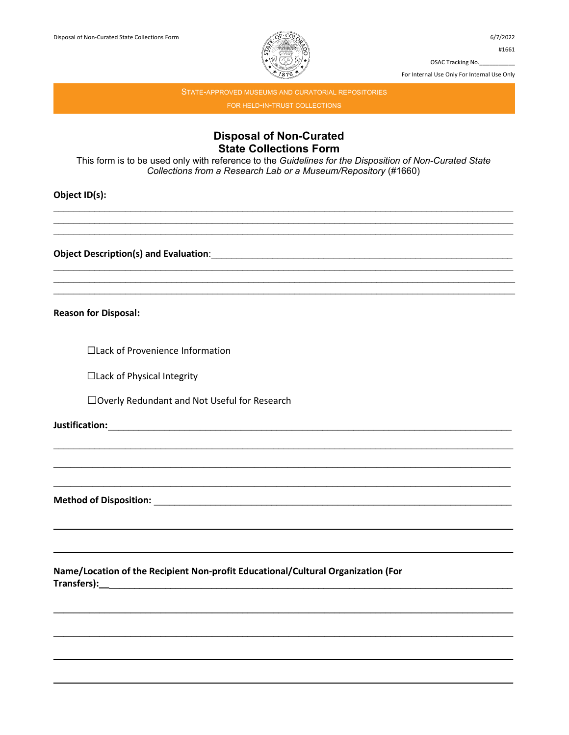6/7/2022

#1661

OSAC Tracking No.___________

For Internal Use Only For Internal Use Only

STATE-APPROVED MUSEUMS AND CURATORIAL REPOSITORIES
FOR HELD-IN-TRUST COLLECTIONS

# Disposal of Non-Curated State Collections Form

This form is to be used only with reference to the *Guidelines for the Disposition of Non-Curated State Collections from a Research Lab or a Museum/Repository* (#1660)

**Object ID(s):**

______________________________________________________________________________

______________________________________________________________________________

______________________________________________________________________________

**Object Description(s) and Evaluation**:______________________________________________________

______________________________________________________________________________

______________________________________________________________________________

______________________________________________________________________________

**Reason for Disposal:**

☐Lack of Provenience Information

☐Lack of Physical Integrity

☐Overly Redundant and Not Useful for Research

**Justification:**______________________________________________________________________

______________________________________________________________________________

______________________________________________________________________________

______________________________________________________________________________

**Method of Disposition:** ___________________________________________________________

______________________________________________________________________________

______________________________________________________________________________

**Name/Location of the Recipient Non-profit Educational/Cultural Organization (For Transfers):**__________________________________________________________________

______________________________________________________________________________

______________________________________________________________________________

______________________________________________________________________________

______________________________________________________________________________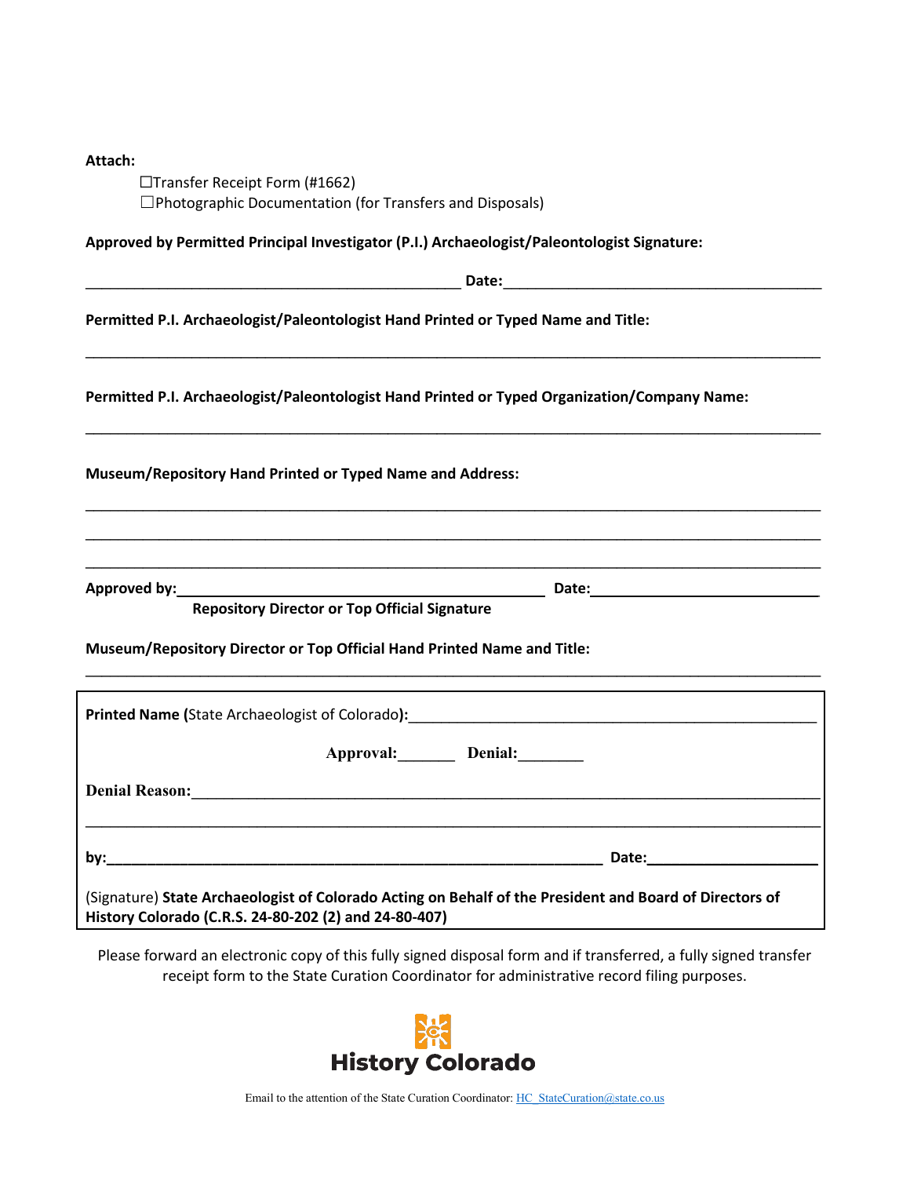**Attach:**

☐Transfer Receipt Form (#1662)
☐Photographic Documentation (for Transfers and Disposals)

**Approved by Permitted Principal Investigator (P.I.) Archaeologist/Paleontologist Signature:**

_______________________________________________ **Date:**_______________________________________

**Permitted P.I. Archaeologist/Paleontologist Hand Printed or Typed Name and Title:**

___________________________________________________________________________________________

**Permitted P.I. Archaeologist/Paleontologist Hand Printed or Typed Organization/Company Name:**

___________________________________________________________________________________________

**Museum/Repository Hand Printed or Typed Name and Address:**

___________________________________________________________________________________________

___________________________________________________________________________________________

___________________________________________________________________________________________

**Approved by:**______________________________________________ **Date:**___________________________

**Repository Director or Top Official Signature**

**Museum/Repository Director or Top Official Hand Printed Name and Title:**

___________________________________________________________________________________________

**Printed Name (**State Archaeologist of Colorado**):**_____________________________________________________

**Approval:**_______ **Denial:**________

**Denial Reason:**_____________________________________________________________________________

___________________________________________________________________________________________

**by:**______________________________________________________________ **Date:**____________________

(Signature) **State Archaeologist of Colorado Acting on Behalf of the President and Board of Directors of History Colorado (C.R.S. 24-80-202 (2) and 24-80-407)**

Please forward an electronic copy of this fully signed disposal form and if transferred, a fully signed transfer receipt form to the State Curation Coordinator for administrative record filing purposes.

**History Colorado**

Email to the attention of the State Curation Coordinator: HC_StateCuration@state.co.us